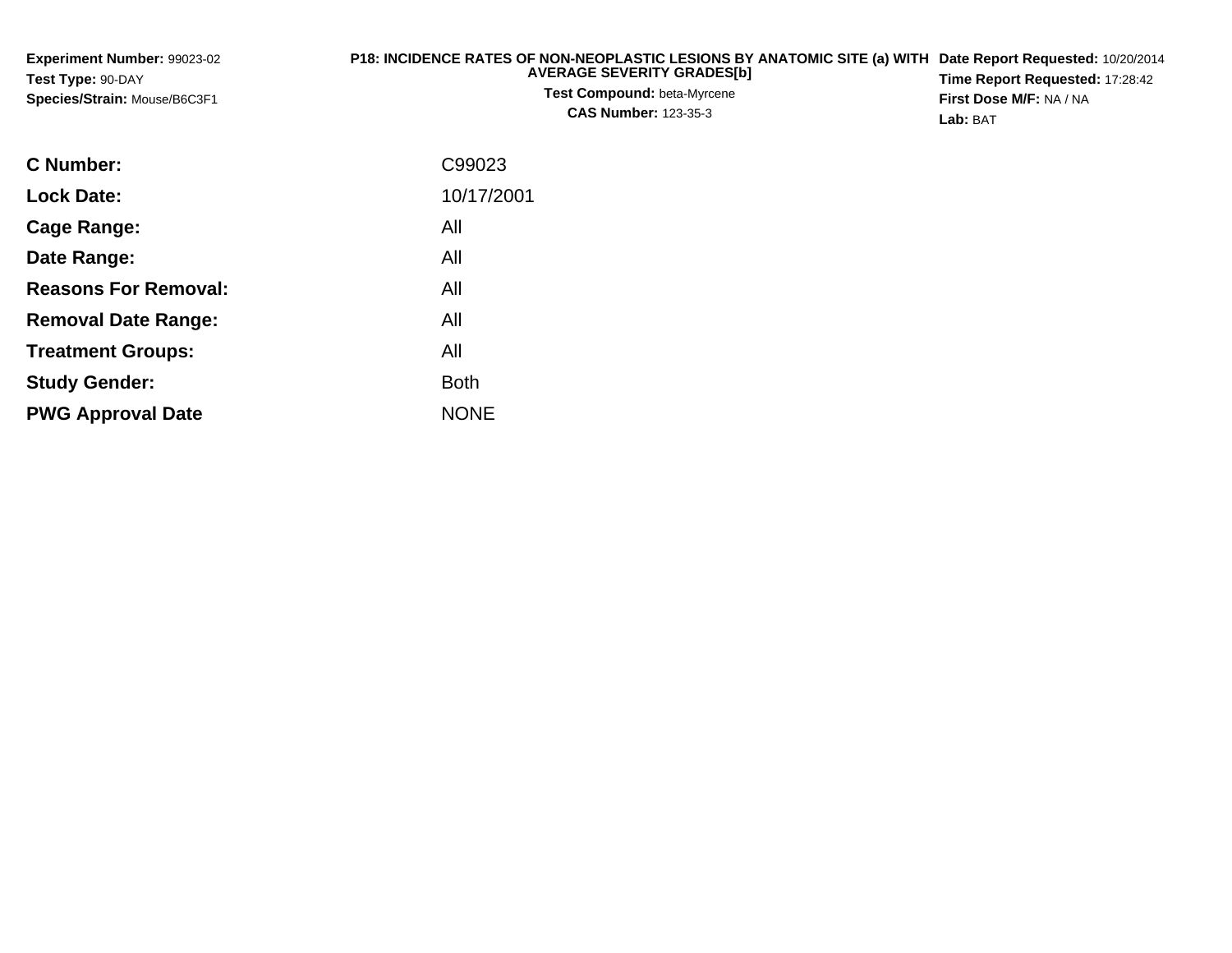**Experiment Number:** 99023-02
**Test Type:** 90-DAY
**Species/Strain:** Mouse/B6C3F1

**P18: INCIDENCE RATES OF NON-NEOPLASTIC LESIONS BY ANATOMIC SITE (a) WITH AVERAGE SEVERITY GRADES[b]**
**Test Compound:** beta-Myrcene
**CAS Number:** 123-35-3

**Date Report Requested:** 10/20/2014
**Time Report Requested:** 17:28:42
**First Dose M/F:** NA / NA
**Lab:** BAT

| | |
|---|---|
| **C Number:** | C99023 |
| **Lock Date:** | 10/17/2001 |
| **Cage Range:** | All |
| **Date Range:** | All |
| **Reasons For Removal:** | All |
| **Removal Date Range:** | All |
| **Treatment Groups:** | All |
| **Study Gender:** | Both |
| **PWG Approval Date** | NONE |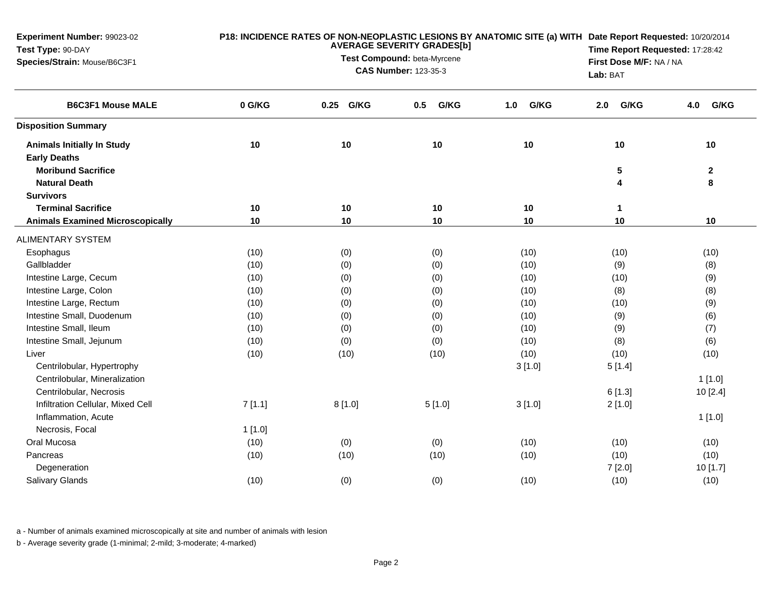**Experiment Number:** 99023-02
**Test Type:** 90-DAY
**Species/Strain:** Mouse/B6C3F1

**P18: INCIDENCE RATES OF NON-NEOPLASTIC LESIONS BY ANATOMIC SITE (a) WITH AVERAGE SEVERITY GRADES[b]**

**Test Compound:** beta-Myrcene
**CAS Number:** 123-35-3

**Date Report Requested:** 10/20/2014
**Time Report Requested:** 17:28:42
**First Dose M/F:** NA / NA
**Lab:** BAT

| B6C3F1 Mouse MALE | 0 G/KG | 0.25 G/KG | 0.5 G/KG | 1.0 G/KG | 2.0 G/KG | 4.0 G/KG |
|---|---|---|---|---|---|---|
| **Disposition Summary** | | | | | | |
| **Animals Initially In Study** | **10** | **10** | **10** | **10** | **10** | **10** |
| **Early Deaths** | | | | | | |
| **Moribund Sacrifice** | | | | | **5** | **2** |
| **Natural Death** | | | | | **4** | **8** |
| **Survivors** | | | | | | |
| **Terminal Sacrifice** | **10** | **10** | **10** | **10** | **1** | |
| **Animals Examined Microscopically** | **10** | **10** | **10** | **10** | **10** | **10** |
| ALIMENTARY SYSTEM | | | | | | |
| Esophagus | (10) | (0) | (0) | (10) | (10) | (10) |
| Gallbladder | (10) | (0) | (0) | (10) | (9) | (8) |
| Intestine Large, Cecum | (10) | (0) | (0) | (10) | (10) | (9) |
| Intestine Large, Colon | (10) | (0) | (0) | (10) | (8) | (8) |
| Intestine Large, Rectum | (10) | (0) | (0) | (10) | (10) | (9) |
| Intestine Small, Duodenum | (10) | (0) | (0) | (10) | (9) | (6) |
| Intestine Small, Ileum | (10) | (0) | (0) | (10) | (9) | (7) |
| Intestine Small, Jejunum | (10) | (0) | (0) | (10) | (8) | (6) |
| Liver | (10) | (10) | (10) | (10) | (10) | (10) |
| Centrilobular, Hypertrophy | | | | 3 [1.0] | 5 [1.4] | |
| Centrilobular, Mineralization | | | | | | 1 [1.0] |
| Centrilobular, Necrosis | | | | | 6 [1.3] | 10 [2.4] |
| Infiltration Cellular, Mixed Cell | 7 [1.1] | 8 [1.0] | 5 [1.0] | 3 [1.0] | 2 [1.0] | |
| Inflammation, Acute | | | | | | 1 [1.0] |
| Necrosis, Focal | 1 [1.0] | | | | | |
| Oral Mucosa | (10) | (0) | (0) | (10) | (10) | (10) |
| Pancreas | (10) | (10) | (10) | (10) | (10) | (10) |
| Degeneration | | | | | 7 [2.0] | 10 [1.7] |
| Salivary Glands | (10) | (0) | (0) | (10) | (10) | (10) |

a - Number of animals examined microscopically at site and number of animals with lesion

b - Average severity grade (1-minimal; 2-mild; 3-moderate; 4-marked)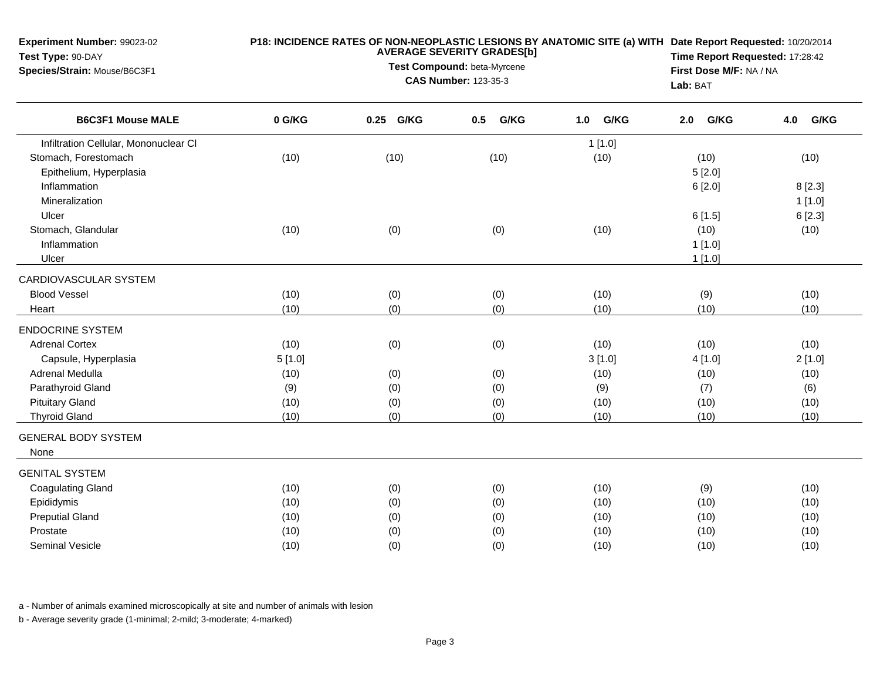**Experiment Number:** 99023-02
**Test Type:** 90-DAY
**Species/Strain:** Mouse/B6C3F1

**P18: INCIDENCE RATES OF NON-NEOPLASTIC LESIONS BY ANATOMIC SITE (a) WITH AVERAGE SEVERITY GRADES[b]**
**Test Compound:** beta-Myrcene
**CAS Number:** 123-35-3

**Date Report Requested:** 10/20/2014
**Time Report Requested:** 17:28:42
**First Dose M/F:** NA / NA
**Lab:** BAT

| B6C3F1 Mouse MALE | 0 G/KG | 0.25 G/KG | 0.5 G/KG | 1.0 G/KG | 2.0 G/KG | 4.0 G/KG |
|---|---|---|---|---|---|---|
| Infiltration Cellular, Mononuclear Cl | | | | 1 [1.0] | | |
| Stomach, Forestomach | (10) | (10) | (10) | (10) | (10) | (10) |
| Epithelium, Hyperplasia | | | | | 5 [2.0] | |
| Inflammation | | | | | 6 [2.0] | 8 [2.3] |
| Mineralization | | | | | | 1 [1.0] |
| Ulcer | | | | | 6 [1.5] | 6 [2.3] |
| Stomach, Glandular | (10) | (0) | (0) | (10) | (10) | (10) |
| Inflammation | | | | | 1 [1.0] | |
| Ulcer | | | | | 1 [1.0] | |
| CARDIOVASCULAR SYSTEM | | | | | | |
| Blood Vessel | (10) | (0) | (0) | (10) | (9) | (10) |
| Heart | (10) | (0) | (0) | (10) | (10) | (10) |
| ENDOCRINE SYSTEM | | | | | | |
| Adrenal Cortex | (10) | (0) | (0) | (10) | (10) | (10) |
| Capsule, Hyperplasia | 5 [1.0] | | | 3 [1.0] | 4 [1.0] | 2 [1.0] |
| Adrenal Medulla | (10) | (0) | (0) | (10) | (10) | (10) |
| Parathyroid Gland | (9) | (0) | (0) | (9) | (7) | (6) |
| Pituitary Gland | (10) | (0) | (0) | (10) | (10) | (10) |
| Thyroid Gland | (10) | (0) | (0) | (10) | (10) | (10) |
| GENERAL BODY SYSTEM | | | | | | |
| None | | | | | | |
| GENITAL SYSTEM | | | | | | |
| Coagulating Gland | (10) | (0) | (0) | (10) | (9) | (10) |
| Epididymis | (10) | (0) | (0) | (10) | (10) | (10) |
| Preputial Gland | (10) | (0) | (0) | (10) | (10) | (10) |
| Prostate | (10) | (0) | (0) | (10) | (10) | (10) |
| Seminal Vesicle | (10) | (0) | (0) | (10) | (10) | (10) |

a - Number of animals examined microscopically at site and number of animals with lesion

b - Average severity grade (1-minimal; 2-mild; 3-moderate; 4-marked)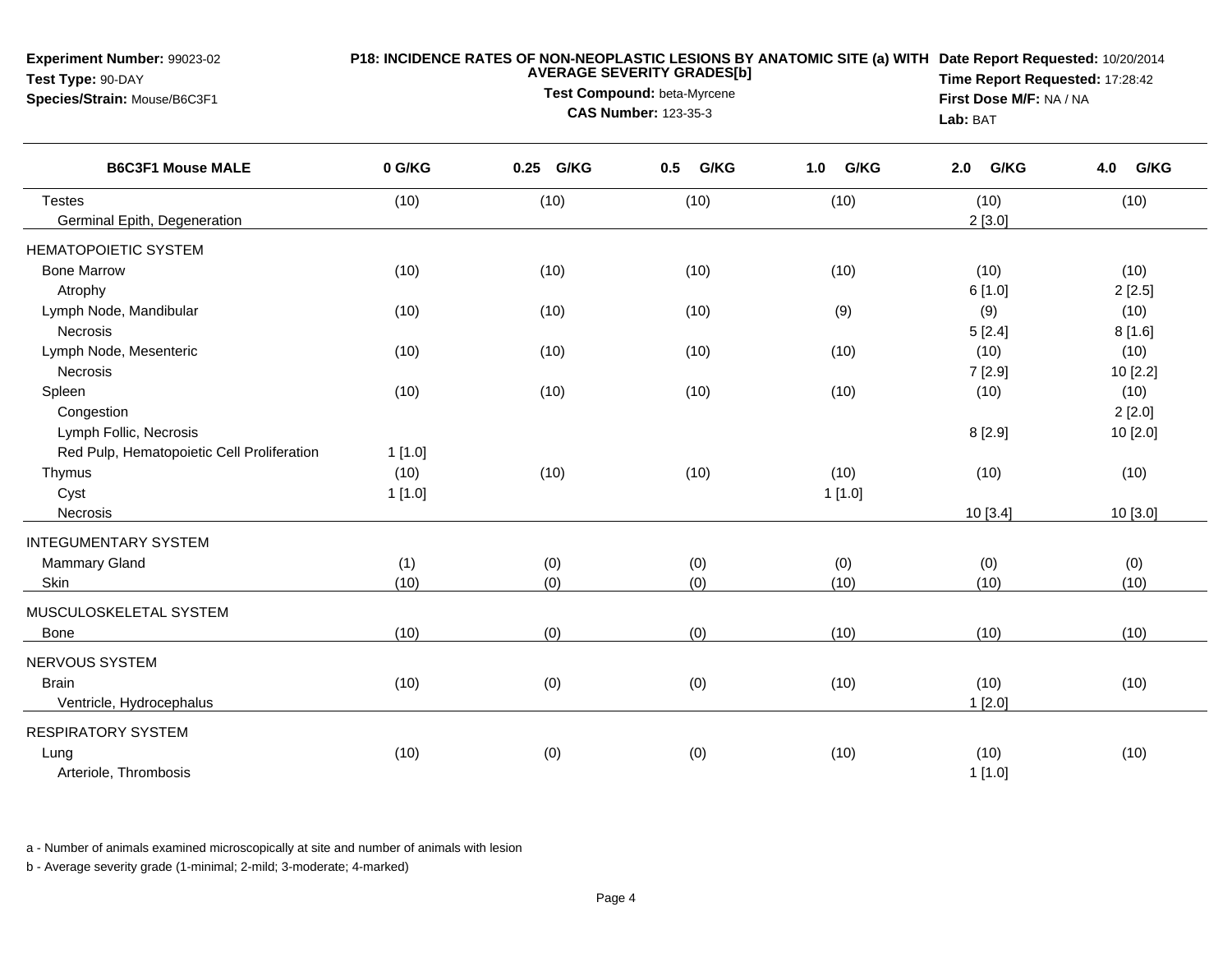**Experiment Number:** 99023-02
**Test Type:** 90-DAY
**Species/Strain:** Mouse/B6C3F1

**P18: INCIDENCE RATES OF NON-NEOPLASTIC LESIONS BY ANATOMIC SITE (a) WITH AVERAGE SEVERITY GRADES[b]**
**Test Compound:** beta-Myrcene
**CAS Number:** 123-35-3

**Date Report Requested:** 10/20/2014
**Time Report Requested:** 17:28:42
**First Dose M/F:** NA / NA
**Lab:** BAT

| B6C3F1 Mouse MALE | 0 G/KG | 0.25 G/KG | 0.5 G/KG | 1.0 G/KG | 2.0 G/KG | 4.0 G/KG |
|---|---|---|---|---|---|---|
| Testes | (10) | (10) | (10) | (10) | (10) | (10) |
| Germinal Epith, Degeneration | | | | | 2 [3.0] | |
| HEMATOPOIETIC SYSTEM | | | | | | |
| Bone Marrow | (10) | (10) | (10) | (10) | (10) | (10) |
| Atrophy | | | | | 6 [1.0] | 2 [2.5] |
| Lymph Node, Mandibular | (10) | (10) | (10) | (9) | (9) | (10) |
| Necrosis | | | | | 5 [2.4] | 8 [1.6] |
| Lymph Node, Mesenteric | (10) | (10) | (10) | (10) | (10) | (10) |
| Necrosis | | | | | 7 [2.9] | 10 [2.2] |
| Spleen | (10) | (10) | (10) | (10) | (10) | (10) |
| Congestion | | | | | | 2 [2.0] |
| Lymph Follic, Necrosis | | | | | 8 [2.9] | 10 [2.0] |
| Red Pulp, Hematopoietic Cell Proliferation | 1 [1.0] | | | | | |
| Thymus | (10) | (10) | (10) | (10) | (10) | (10) |
| Cyst | 1 [1.0] | | | 1 [1.0] | | |
| Necrosis | | | | | 10 [3.4] | 10 [3.0] |
| INTEGUMENTARY SYSTEM | | | | | | |
| Mammary Gland | (1) | (0) | (0) | (0) | (0) | (0) |
| Skin | (10) | (0) | (0) | (10) | (10) | (10) |
| MUSCULOSKELETAL SYSTEM | | | | | | |
| Bone | (10) | (0) | (0) | (10) | (10) | (10) |
| NERVOUS SYSTEM | | | | | | |
| Brain | (10) | (0) | (0) | (10) | (10) | (10) |
| Ventricle, Hydrocephalus | | | | | 1 [2.0] | |
| RESPIRATORY SYSTEM | | | | | | |
| Lung | (10) | (0) | (0) | (10) | (10) | (10) |
| Arteriole, Thrombosis | | | | | 1 [1.0] | |

a - Number of animals examined microscopically at site and number of animals with lesion

b - Average severity grade (1-minimal; 2-mild; 3-moderate; 4-marked)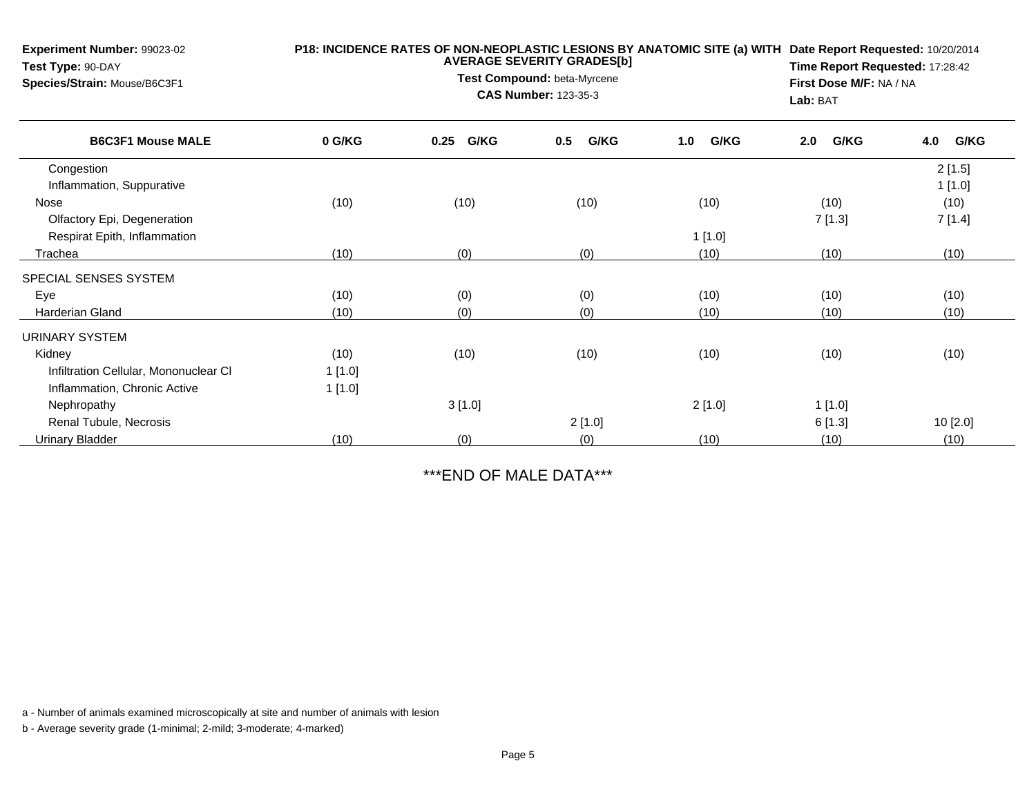**Experiment Number:** 99023-02
**Test Type:** 90-DAY
**Species/Strain:** Mouse/B6C3F1

**P18: INCIDENCE RATES OF NON-NEOPLASTIC LESIONS BY ANATOMIC SITE (a) WITH AVERAGE SEVERITY GRADES[b]**
**Test Compound:** beta-Myrcene
**CAS Number:** 123-35-3

**Date Report Requested:** 10/20/2014
**Time Report Requested:** 17:28:42
**First Dose M/F:** NA / NA
**Lab:** BAT

| B6C3F1 Mouse MALE | 0 G/KG | 0.25 G/KG | 0.5 G/KG | 1.0 G/KG | 2.0 G/KG | 4.0 G/KG |
|---|---|---|---|---|---|---|
| Congestion | | | | | | 2 [1.5] |
| Inflammation, Suppurative | | | | | | 1 [1.0] |
| Nose | (10) | (10) | (10) | (10) | (10) | (10) |
| Olfactory Epi, Degeneration | | | | | 7 [1.3] | 7 [1.4] |
| Respirat Epith, Inflammation | | | | 1 [1.0] | | |
| Trachea | (10) | (0) | (0) | (10) | (10) | (10) |
| SPECIAL SENSES SYSTEM | | | | | | |
| Eye | (10) | (0) | (0) | (10) | (10) | (10) |
| Harderian Gland | (10) | (0) | (0) | (10) | (10) | (10) |
| URINARY SYSTEM | | | | | | |
| Kidney | (10) | (10) | (10) | (10) | (10) | (10) |
| Infiltration Cellular, Mononuclear Cl | 1 [1.0] | | | | | |
| Inflammation, Chronic Active | 1 [1.0] | | | | | |
| Nephropathy | | 3 [1.0] | | 2 [1.0] | 1 [1.0] | |
| Renal Tubule, Necrosis | | | 2 [1.0] | | 6 [1.3] | 10 [2.0] |
| Urinary Bladder | (10) | (0) | (0) | (10) | (10) | (10) |

***END OF MALE DATA***

a - Number of animals examined microscopically at site and number of animals with lesion

b - Average severity grade (1-minimal; 2-mild; 3-moderate; 4-marked)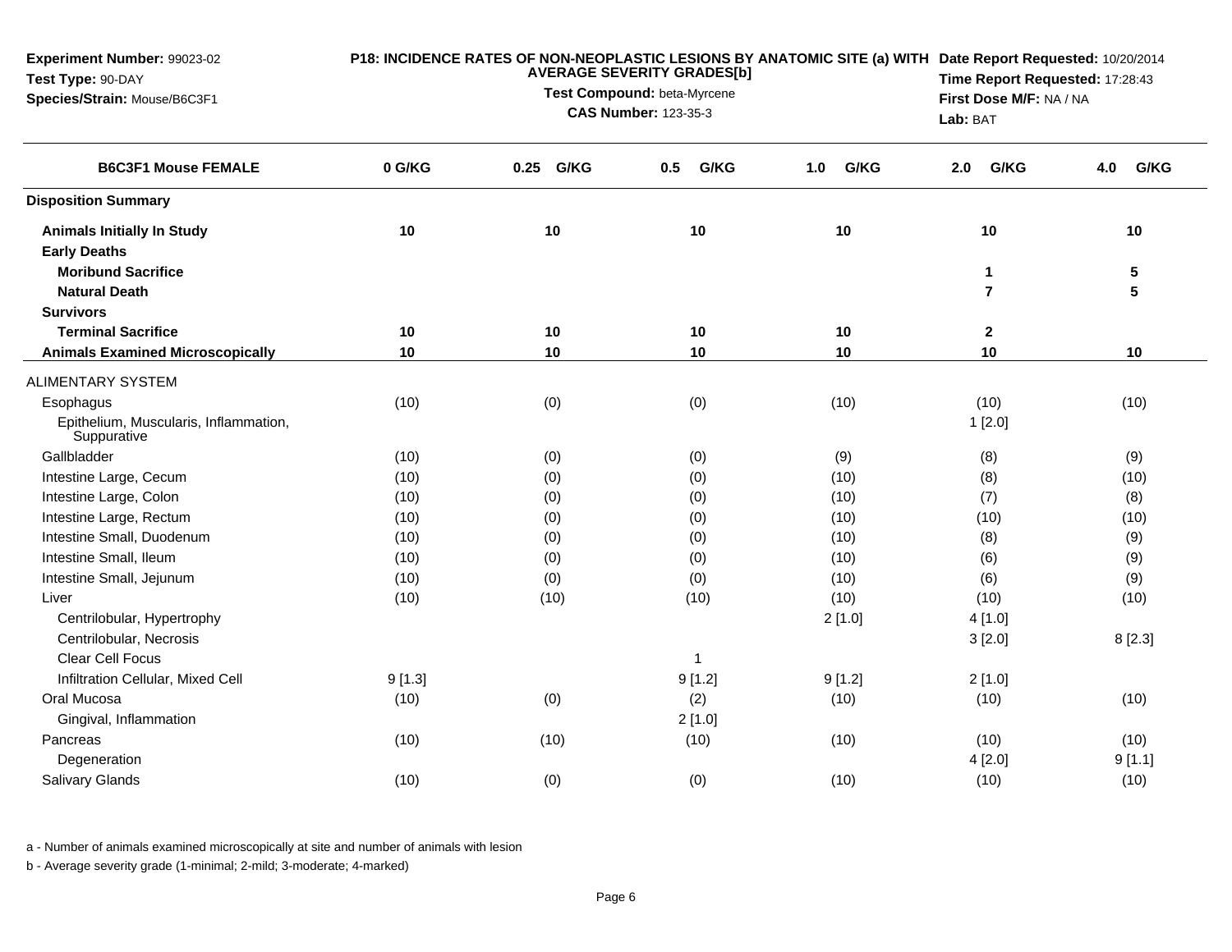**Experiment Number:** 99023-02
**Test Type:** 90-DAY
**Species/Strain:** Mouse/B6C3F1

**P18: INCIDENCE RATES OF NON-NEOPLASTIC LESIONS BY ANATOMIC SITE (a) WITH AVERAGE SEVERITY GRADES[b]**
**Test Compound:** beta-Myrcene
**CAS Number:** 123-35-3

**Date Report Requested:** 10/20/2014
**Time Report Requested:** 17:28:43
**First Dose M/F:** NA / NA
**Lab:** BAT

| B6C3F1 Mouse FEMALE | 0 G/KG | 0.25 G/KG | 0.5 G/KG | 1.0 G/KG | 2.0 G/KG | 4.0 G/KG |
|---|---|---|---|---|---|---|
| **Disposition Summary** | | | | | | |
| **Animals Initially In Study** | **10** | **10** | **10** | **10** | **10** | **10** |
| **Early Deaths** | | | | | | |
| **Moribund Sacrifice** | | | | | **1** | **5** |
| **Natural Death** | | | | | **7** | **5** |
| **Survivors** | | | | | | |
| **Terminal Sacrifice** | **10** | **10** | **10** | **10** | **2** | |
| **Animals Examined Microscopically** | **10** | **10** | **10** | **10** | **10** | **10** |
| ALIMENTARY SYSTEM | | | | | | |
| Esophagus | (10) | (0) | (0) | (10) | (10) | (10) |
| Epithelium, Muscularis, Inflammation, Suppurative | | | | | 1 [2.0] | |
| Gallbladder | (10) | (0) | (0) | (9) | (8) | (9) |
| Intestine Large, Cecum | (10) | (0) | (0) | (10) | (8) | (10) |
| Intestine Large, Colon | (10) | (0) | (0) | (10) | (7) | (8) |
| Intestine Large, Rectum | (10) | (0) | (0) | (10) | (10) | (10) |
| Intestine Small, Duodenum | (10) | (0) | (0) | (10) | (8) | (9) |
| Intestine Small, Ileum | (10) | (0) | (0) | (10) | (6) | (9) |
| Intestine Small, Jejunum | (10) | (0) | (0) | (10) | (6) | (9) |
| Liver | (10) | (10) | (10) | (10) | (10) | (10) |
| Centrilobular, Hypertrophy | | | | 2 [1.0] | 4 [1.0] | |
| Centrilobular, Necrosis | | | | | 3 [2.0] | 8 [2.3] |
| Clear Cell Focus | | | 1 | | | |
| Infiltration Cellular, Mixed Cell | 9 [1.3] | | 9 [1.2] | 9 [1.2] | 2 [1.0] | |
| Oral Mucosa | (10) | (0) | (2) | (10) | (10) | (10) |
| Gingival, Inflammation | | | 2 [1.0] | | | |
| Pancreas | (10) | (10) | (10) | (10) | (10) | (10) |
| Degeneration | | | | | 4 [2.0] | 9 [1.1] |
| Salivary Glands | (10) | (0) | (0) | (10) | (10) | (10) |

a - Number of animals examined microscopically at site and number of animals with lesion

b - Average severity grade (1-minimal; 2-mild; 3-moderate; 4-marked)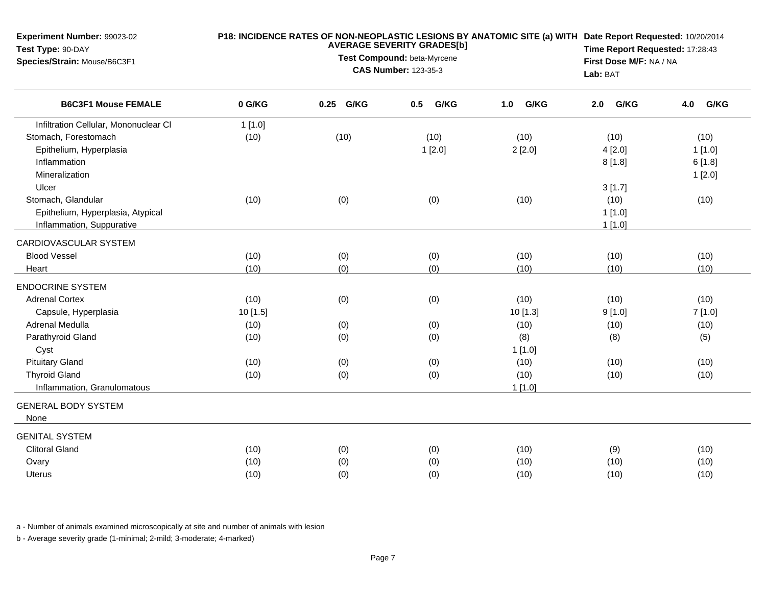**Experiment Number:** 99023-02
**Test Type:** 90-DAY
**Species/Strain:** Mouse/B6C3F1

**P18: INCIDENCE RATES OF NON-NEOPLASTIC LESIONS BY ANATOMIC SITE (a) WITH AVERAGE SEVERITY GRADES[b]**
**Test Compound:** beta-Myrcene
**CAS Number:** 123-35-3

**Date Report Requested:** 10/20/2014
**Time Report Requested:** 17:28:43
**First Dose M/F:** NA / NA
**Lab:** BAT

| B6C3F1 Mouse FEMALE | 0 G/KG | 0.25 G/KG | 0.5 G/KG | 1.0 G/KG | 2.0 G/KG | 4.0 G/KG |
|---|---|---|---|---|---|---|
| Infiltration Cellular, Mononuclear Cl | 1 [1.0] | | | | | |
| Stomach, Forestomach | (10) | (10) | (10) | (10) | (10) | (10) |
| Epithelium, Hyperplasia | | | 1 [2.0] | 2 [2.0] | 4 [2.0] | 1 [1.0] |
| Inflammation | | | | | 8 [1.8] | 6 [1.8] |
| Mineralization | | | | | | 1 [2.0] |
| Ulcer | | | | | 3 [1.7] | |
| Stomach, Glandular | (10) | (0) | (0) | (10) | (10) | (10) |
| Epithelium, Hyperplasia, Atypical | | | | | 1 [1.0] | |
| Inflammation, Suppurative | | | | | 1 [1.0] | |
| CARDIOVASCULAR SYSTEM | | | | | | |
| Blood Vessel | (10) | (0) | (0) | (10) | (10) | (10) |
| Heart | (10) | (0) | (0) | (10) | (10) | (10) |
| ENDOCRINE SYSTEM | | | | | | |
| Adrenal Cortex | (10) | (0) | (0) | (10) | (10) | (10) |
| Capsule, Hyperplasia | 10 [1.5] | | | 10 [1.3] | 9 [1.0] | 7 [1.0] |
| Adrenal Medulla | (10) | (0) | (0) | (10) | (10) | (10) |
| Parathyroid Gland | (10) | (0) | (0) | (8) | (8) | (5) |
| Cyst | | | | 1 [1.0] | | |
| Pituitary Gland | (10) | (0) | (0) | (10) | (10) | (10) |
| Thyroid Gland | (10) | (0) | (0) | (10) | (10) | (10) |
| Inflammation, Granulomatous | | | | 1 [1.0] | | |
| GENERAL BODY SYSTEM | | | | | | |
| None | | | | | | |
| GENITAL SYSTEM | | | | | | |
| Clitoral Gland | (10) | (0) | (0) | (10) | (9) | (10) |
| Ovary | (10) | (0) | (0) | (10) | (10) | (10) |
| Uterus | (10) | (0) | (0) | (10) | (10) | (10) |

a - Number of animals examined microscopically at site and number of animals with lesion

b - Average severity grade (1-minimal; 2-mild; 3-moderate; 4-marked)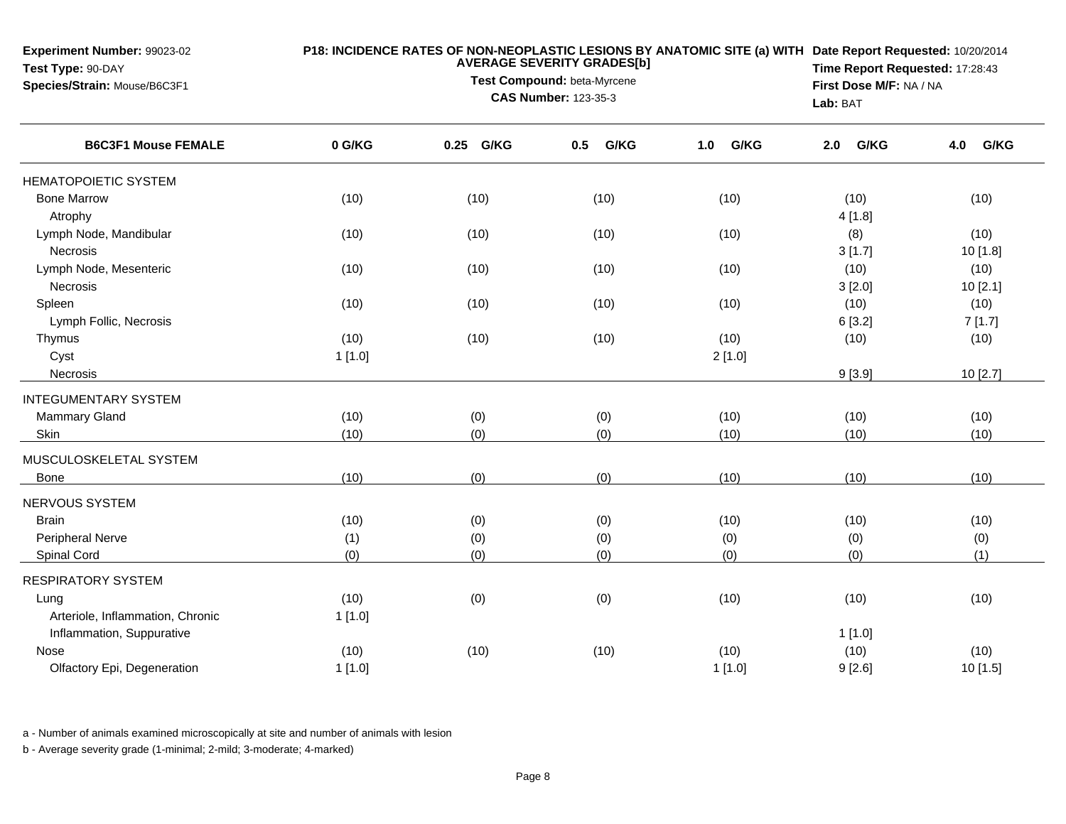**Experiment Number:** 99023-02
**Test Type:** 90-DAY
**Species/Strain:** Mouse/B6C3F1

**P18: INCIDENCE RATES OF NON-NEOPLASTIC LESIONS BY ANATOMIC SITE (a) WITH AVERAGE SEVERITY GRADES[b]**
**Test Compound:** beta-Myrcene
**CAS Number:** 123-35-3

**Date Report Requested:** 10/20/2014
**Time Report Requested:** 17:28:43
**First Dose M/F:** NA / NA
**Lab:** BAT

| B6C3F1 Mouse FEMALE | 0 G/KG | 0.25 G/KG | 0.5 G/KG | 1.0 G/KG | 2.0 G/KG | 4.0 G/KG |
|---|---|---|---|---|---|---|
| HEMATOPOIETIC SYSTEM | | | | | | |
| Bone Marrow | (10) | (10) | (10) | (10) | (10) | (10) |
| Atrophy | | | | | 4 [1.8] | |
| Lymph Node, Mandibular | (10) | (10) | (10) | (10) | (8) | (10) |
| Necrosis | | | | | 3 [1.7] | 10 [1.8] |
| Lymph Node, Mesenteric | (10) | (10) | (10) | (10) | (10) | (10) |
| Necrosis | | | | | 3 [2.0] | 10 [2.1] |
| Spleen | (10) | (10) | (10) | (10) | (10) | (10) |
| Lymph Follic, Necrosis | | | | | 6 [3.2] | 7 [1.7] |
| Thymus | (10) | (10) | (10) | (10) | (10) | (10) |
| Cyst | 1 [1.0] | | | 2 [1.0] | | |
| Necrosis | | | | | 9 [3.9] | 10 [2.7] |
| INTEGUMENTARY SYSTEM | | | | | | |
| Mammary Gland | (10) | (0) | (0) | (10) | (10) | (10) |
| Skin | (10) | (0) | (0) | (10) | (10) | (10) |
| MUSCULOSKELETAL SYSTEM | | | | | | |
| Bone | (10) | (0) | (0) | (10) | (10) | (10) |
| NERVOUS SYSTEM | | | | | | |
| Brain | (10) | (0) | (0) | (10) | (10) | (10) |
| Peripheral Nerve | (1) | (0) | (0) | (0) | (0) | (0) |
| Spinal Cord | (0) | (0) | (0) | (0) | (0) | (1) |
| RESPIRATORY SYSTEM | | | | | | |
| Lung | (10) | (0) | (0) | (10) | (10) | (10) |
| Arteriole, Inflammation, Chronic | 1 [1.0] | | | | | |
| Inflammation, Suppurative | | | | | 1 [1.0] | |
| Nose | (10) | (10) | (10) | (10) | (10) | (10) |
| Olfactory Epi, Degeneration | 1 [1.0] | | | 1 [1.0] | 9 [2.6] | 10 [1.5] |

a - Number of animals examined microscopically at site and number of animals with lesion

b - Average severity grade (1-minimal; 2-mild; 3-moderate; 4-marked)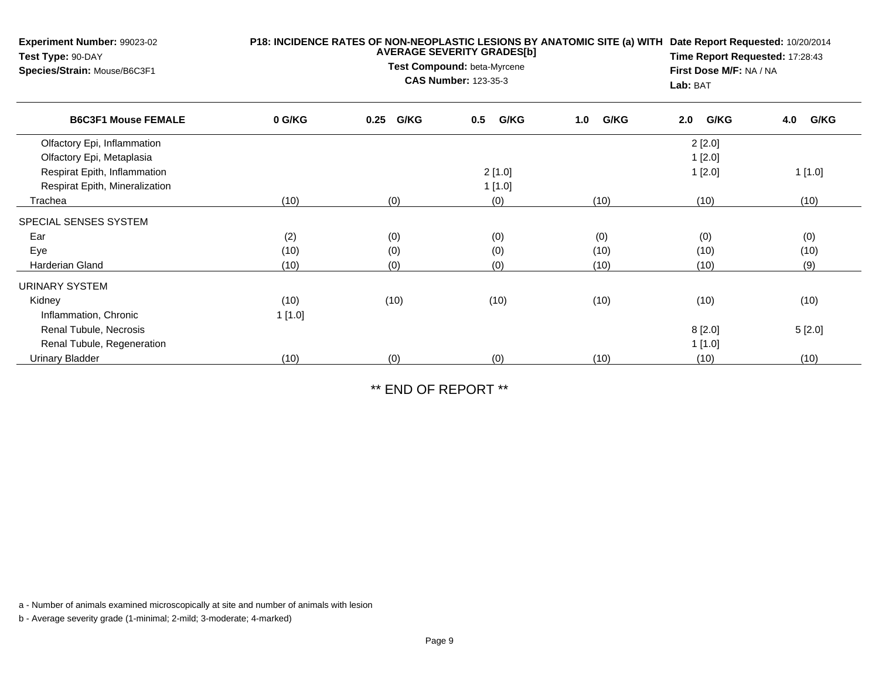**Experiment Number:** 99023-02
**Test Type:** 90-DAY
**Species/Strain:** Mouse/B6C3F1

**P18: INCIDENCE RATES OF NON-NEOPLASTIC LESIONS BY ANATOMIC SITE (a) WITH AVERAGE SEVERITY GRADES[b]**
**Test Compound:** beta-Myrcene
**CAS Number:** 123-35-3

**Date Report Requested:** 10/20/2014
**Time Report Requested:** 17:28:43
**First Dose M/F:** NA / NA
**Lab:** BAT

| B6C3F1 Mouse FEMALE | 0 G/KG | 0.25 G/KG | 0.5 G/KG | 1.0 G/KG | 2.0 G/KG | 4.0 G/KG |
|---|---|---|---|---|---|---|
| Olfactory Epi, Inflammation | | | | | 2 [2.0] | |
| Olfactory Epi, Metaplasia | | | | | 1 [2.0] | |
| Respirat Epith, Inflammation | | | 2 [1.0] | | 1 [2.0] | 1 [1.0] |
| Respirat Epith, Mineralization | | | 1 [1.0] | | | |
| Trachea | (10) | (0) | (0) | (10) | (10) | (10) |
| SPECIAL SENSES SYSTEM | | | | | | |
| Ear | (2) | (0) | (0) | (0) | (0) | (0) |
| Eye | (10) | (0) | (0) | (10) | (10) | (10) |
| Harderian Gland | (10) | (0) | (0) | (10) | (10) | (9) |
| URINARY SYSTEM | | | | | | |
| Kidney | (10) | (10) | (10) | (10) | (10) | (10) |
| Inflammation, Chronic | 1 [1.0] | | | | | |
| Renal Tubule, Necrosis | | | | | 8 [2.0] | 5 [2.0] |
| Renal Tubule, Regeneration | | | | | 1 [1.0] | |
| Urinary Bladder | (10) | (0) | (0) | (10) | (10) | (10) |

** END OF REPORT **

a - Number of animals examined microscopically at site and number of animals with lesion

b - Average severity grade (1-minimal; 2-mild; 3-moderate; 4-marked)